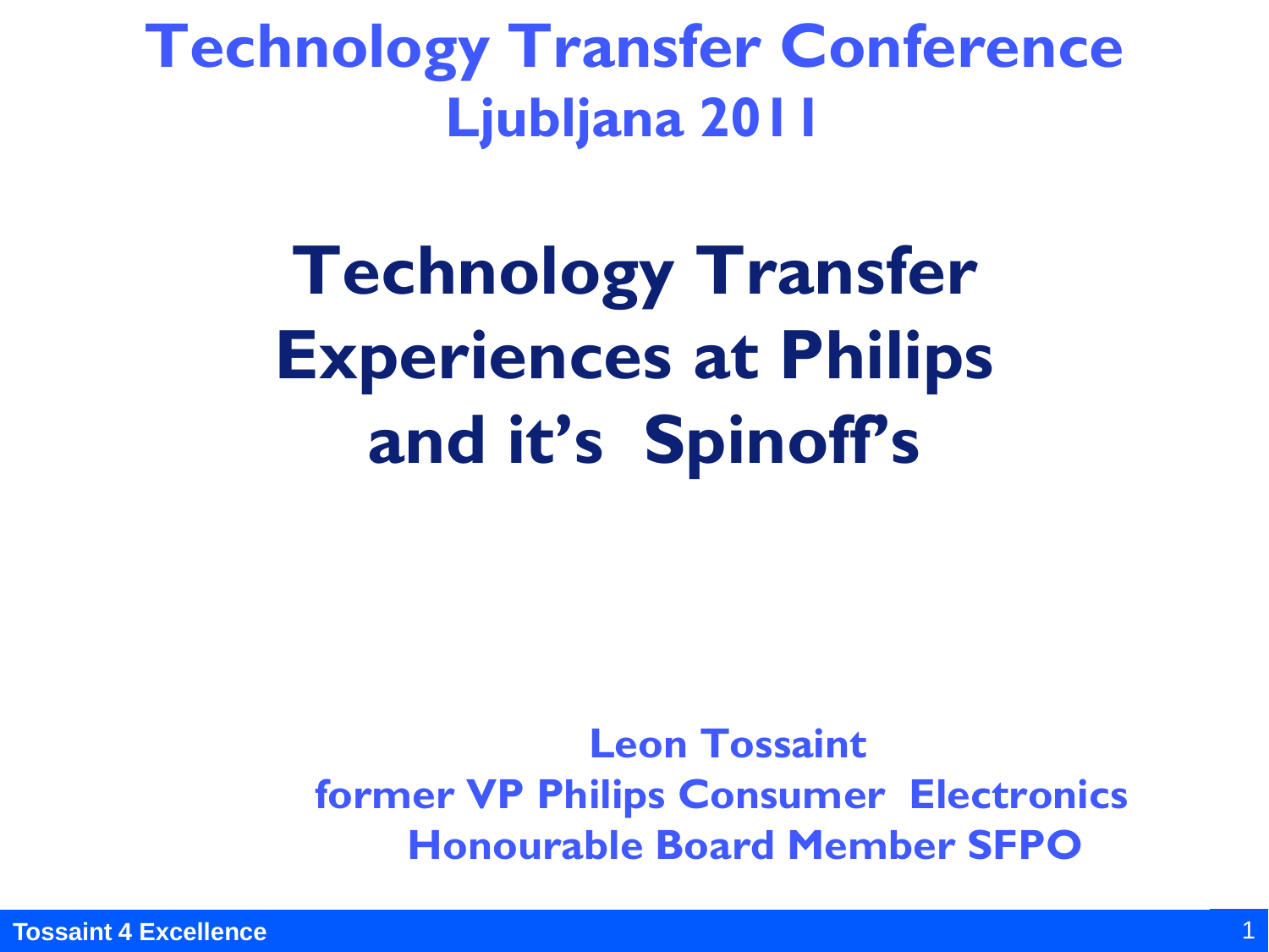# Technology Transfer Conference
## Ljubljana 2011

# Technology Transfer Experiences at Philips and it's Spinoff's

**Leon Tossaint**
**former VP Philips Consumer Electronics**
**Honourable Board Member SFPO**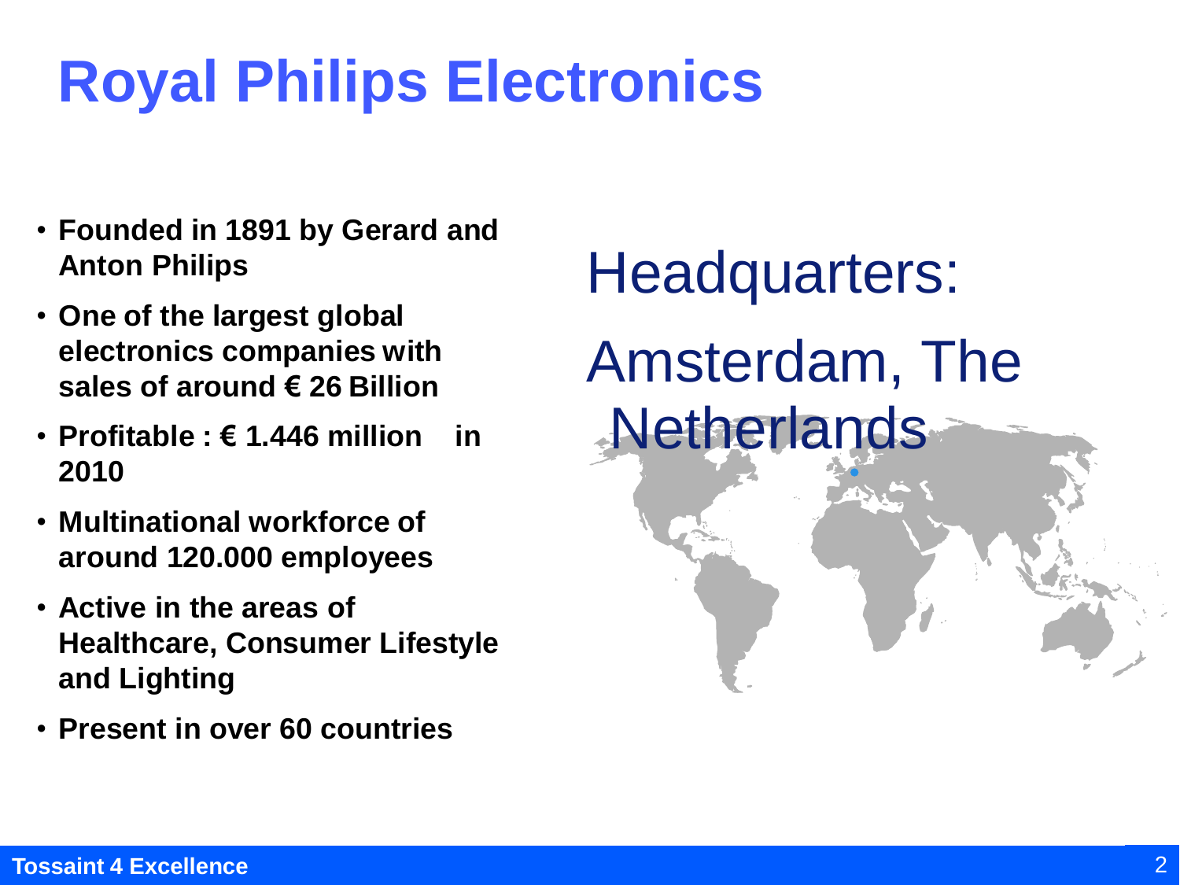# Royal Philips Electronics

- **Founded in 1891 by Gerard and Anton Philips**
- **One of the largest global electronics companies with sales of around € 26 Billion**
- **Profitable : € 1.446 million in 2010**
- **Multinational workforce of around 120.000 employees**
- **Active in the areas of Healthcare, Consumer Lifestyle and Lighting**
- **Present in over 60 countries**

Headquarters:

Amsterdam, The Netherlands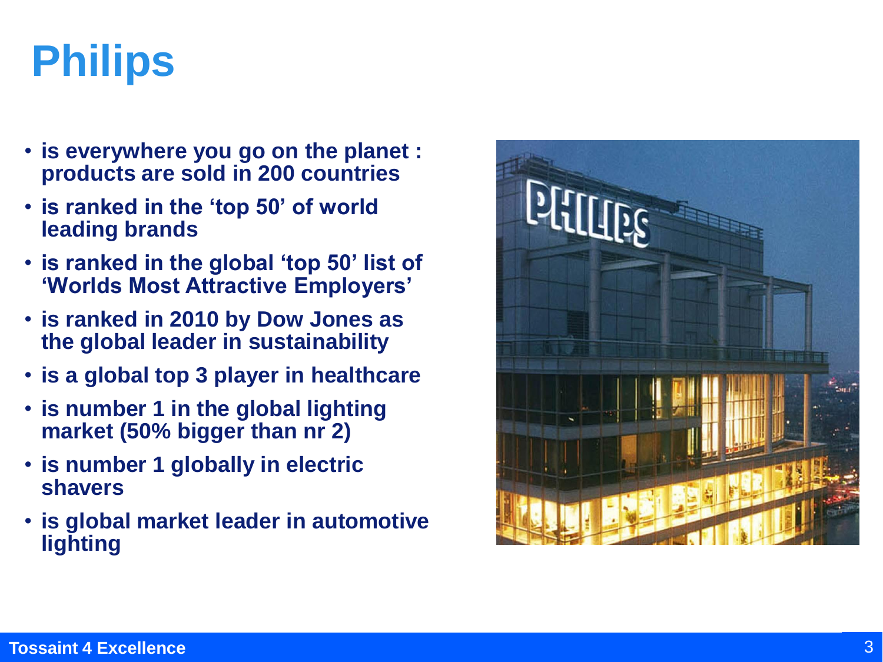# Philips

- is everywhere you go on the planet : products are sold in 200 countries
- is ranked in the 'top 50' of world leading brands
- is ranked in the global 'top 50' list of 'Worlds Most Attractive Employers'
- is ranked in 2010 by Dow Jones as the global leader in sustainability
- is a global top 3 player in healthcare
- is number 1 in the global lighting market (50% bigger than nr 2)
- is number 1 globally in electric shavers
- is global market leader in automotive lighting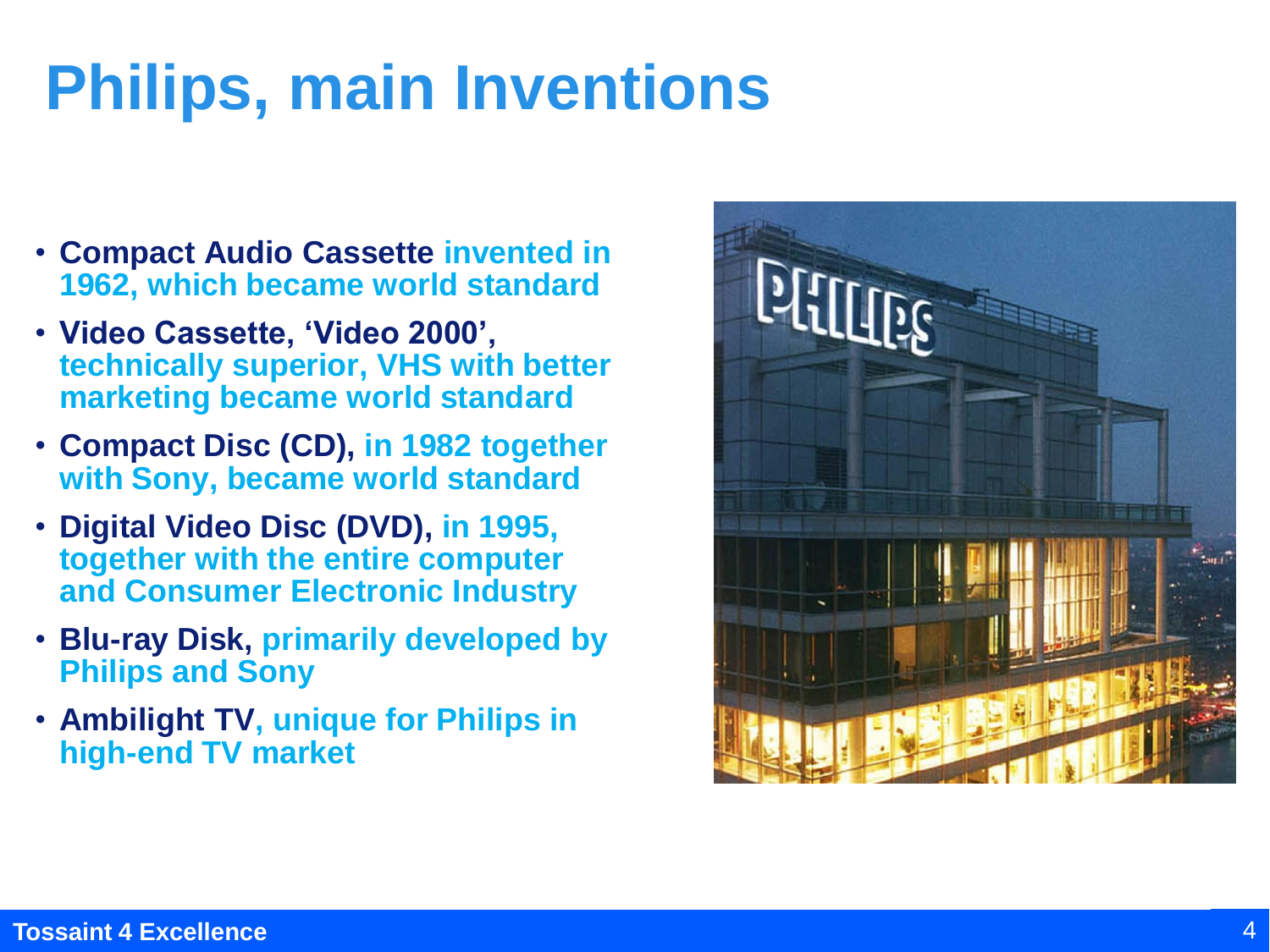# Philips, main Inventions

- **Compact Audio Cassette** invented in 1962, which became world standard
- **Video Cassette, 'Video 2000',** technically superior, VHS with better marketing became world standard
- **Compact Disc (CD),** in 1982 together with Sony, became world standard
- **Digital Video Disc (DVD),** in 1995, together with the entire computer and Consumer Electronic Industry
- **Blu-ray Disk,** primarily developed by Philips and Sony
- **Ambilight TV**, unique for Philips in high-end TV market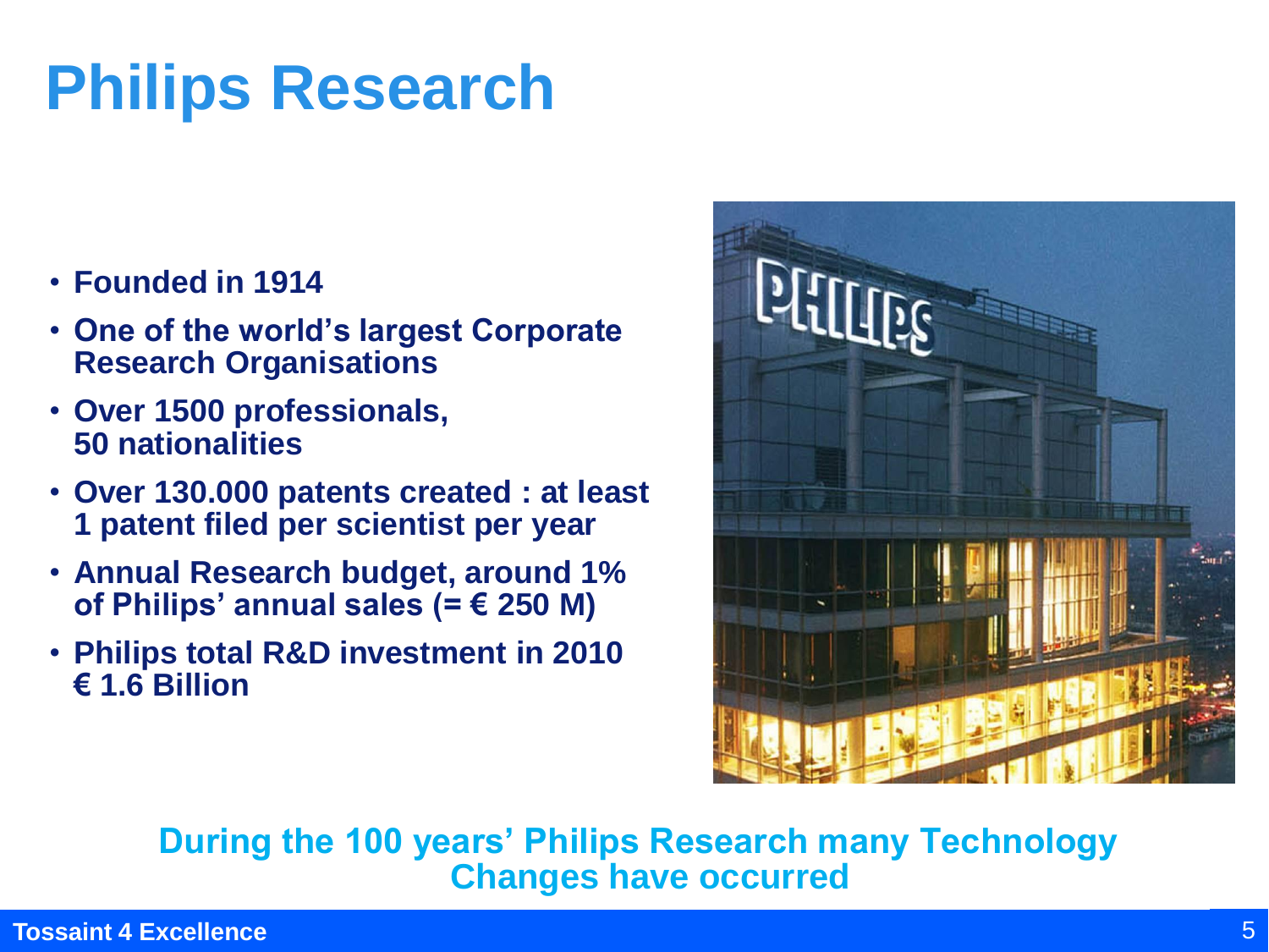# Philips Research

- **Founded in 1914**
- **One of the world's largest Corporate Research Organisations**
- **Over 1500 professionals, 50 nationalities**
- **Over 130.000 patents created : at least 1 patent filed per scientist per year**
- **Annual Research budget, around 1% of Philips' annual sales (= € 250 M)**
- **Philips total R&D investment in 2010 € 1.6 Billion**

**During the 100 years' Philips Research many Technology Changes have occurred**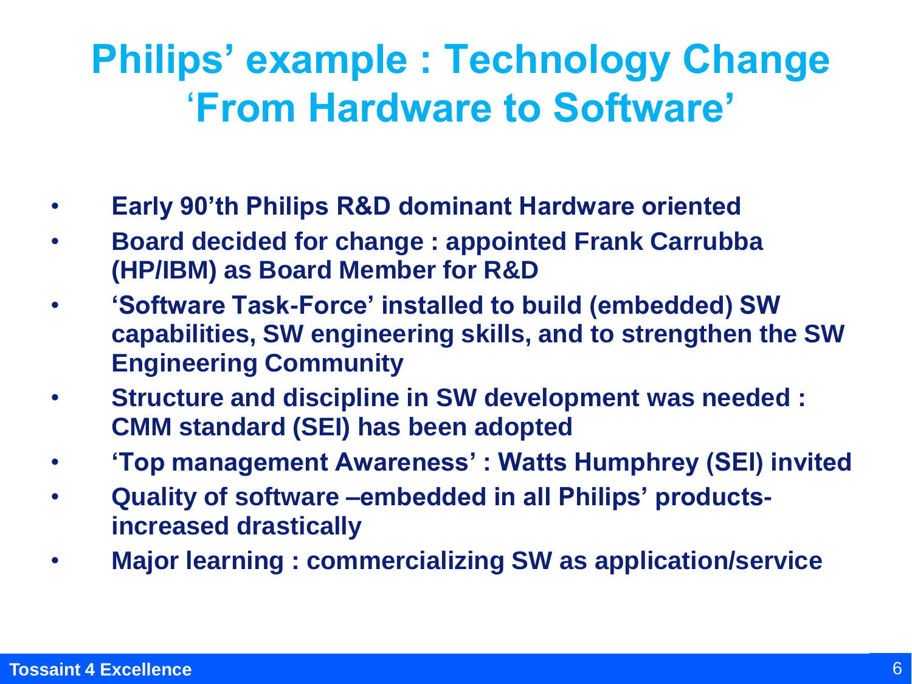# Philips' example : Technology Change 'From Hardware to Software'

- **Early 90'th Philips R&D dominant Hardware oriented**
- **Board decided for change : appointed Frank Carrubba (HP/IBM) as Board Member for R&D**
- **'Software Task-Force' installed to build (embedded) SW capabilities, SW engineering skills, and to strengthen the SW Engineering Community**
- **Structure and discipline in SW development was needed : CMM standard (SEI) has been adopted**
- **'Top management Awareness' : Watts Humphrey (SEI) invited**
- **Quality of software –embedded in all Philips' products- increased drastically**
- **Major learning : commercializing SW as application/service**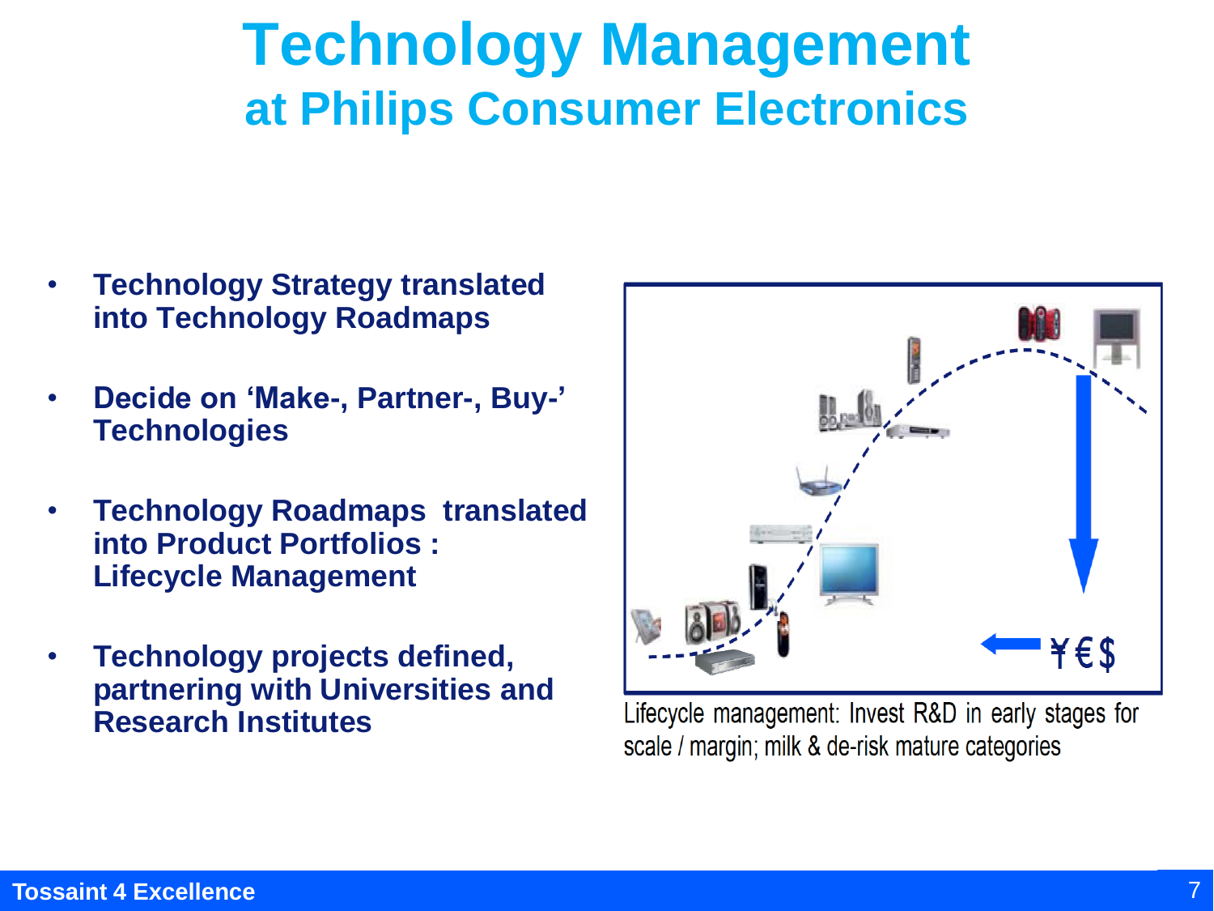# Technology Management

## at Philips Consumer Electronics

- **Technology Strategy translated into Technology Roadmaps**
- **Decide on 'Make-, Partner-, Buy-' Technologies**
- **Technology Roadmaps translated into Product Portfolios : Lifecycle Management**
- **Technology projects defined, partnering with Universities and Research Institutes**

¥€$

Lifecycle management: Invest R&D in early stages for scale / margin; milk & de-risk mature categories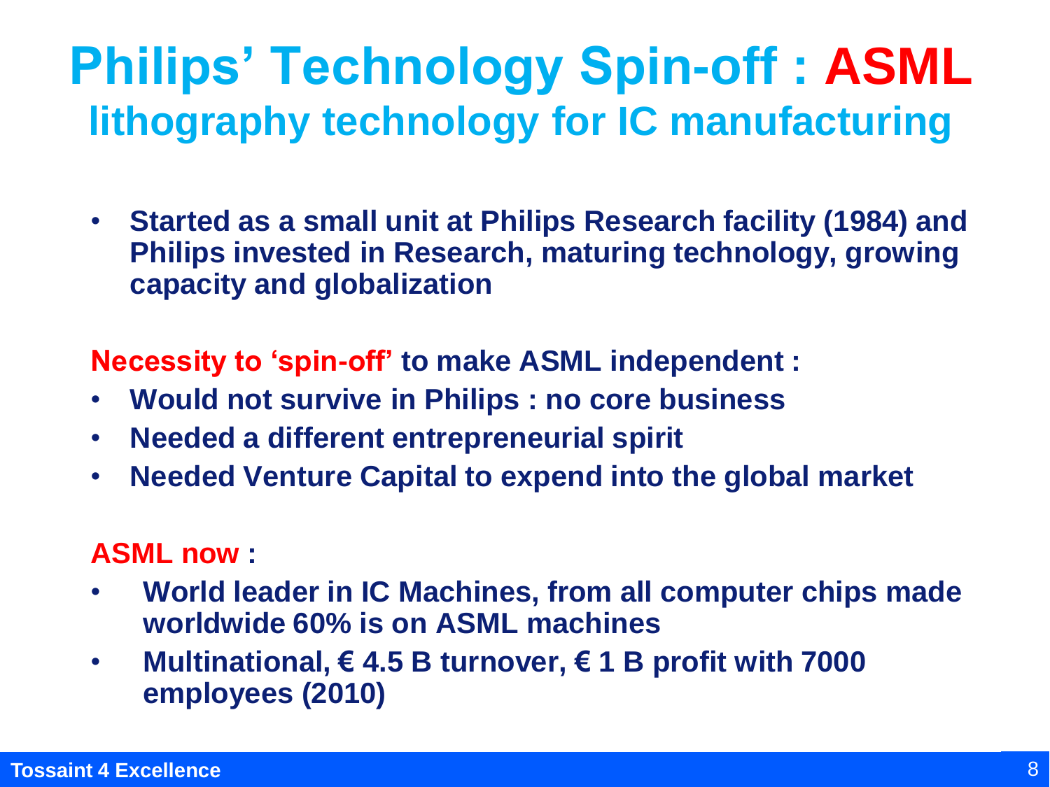# Philips' Technology Spin-off : ASML

## lithography technology for IC manufacturing

- **Started as a small unit at Philips Research facility (1984) and Philips invested in Research, maturing technology, growing capacity and globalization**

**Necessity to 'spin-off' to make ASML independent :**

- **Would not survive in Philips : no core business**
- **Needed a different entrepreneurial spirit**
- **Needed Venture Capital to expend into the global market**

**ASML now :**

- **World leader in IC Machines, from all computer chips made worldwide 60% is on ASML machines**
- **Multinational, € 4.5 B turnover, € 1 B profit with 7000 employees (2010)**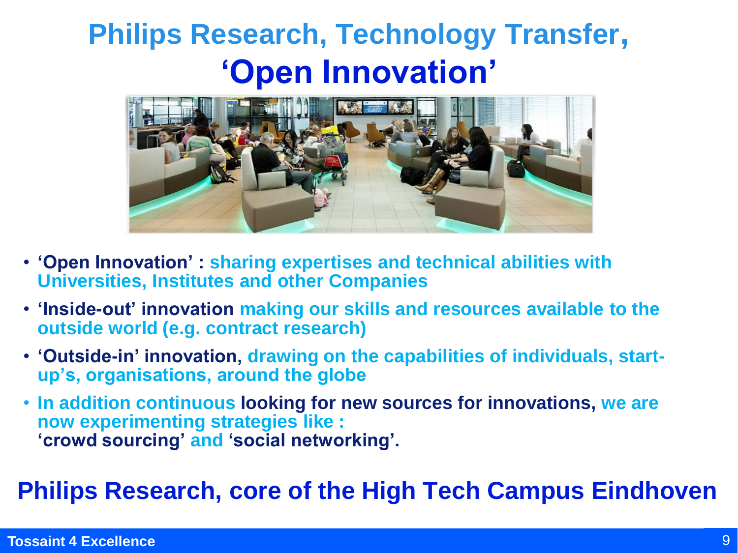# Philips Research, Technology Transfer, 'Open Innovation'

- **'Open Innovation' :** sharing expertises and technical abilities with Universities, Institutes and other Companies
- **'Inside-out' innovation** making our skills and resources available to the outside world (e.g. contract research)
- **'Outside-in' innovation,** drawing on the capabilities of individuals, start-up's, organisations, around the globe
- In addition continuous **looking for new sources for innovations,** we are now experimenting strategies like :
  **'crowd sourcing'** and **'social networking'.**

## Philips Research, core of the High Tech Campus Eindhoven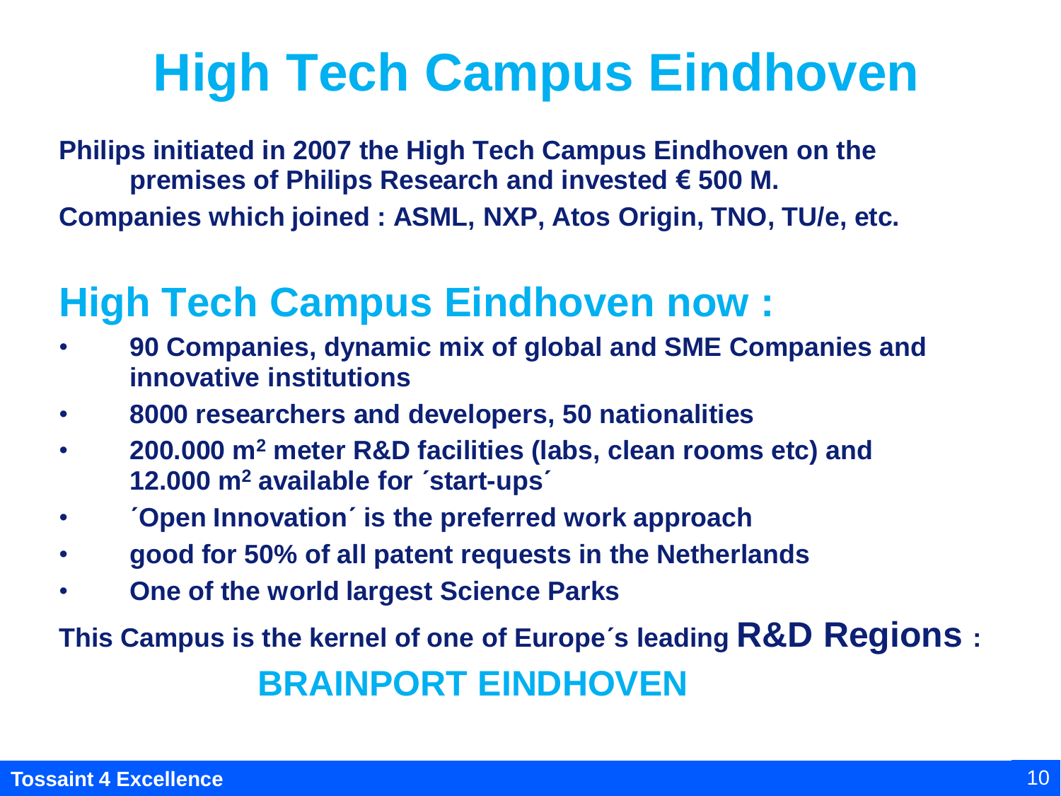# High Tech Campus Eindhoven

**Philips initiated in 2007 the High Tech Campus Eindhoven on the premises of Philips Research and invested € 500 M.**

**Companies which joined : ASML, NXP, Atos Origin, TNO, TU/e, etc.**

## High Tech Campus Eindhoven now :

- **90 Companies, dynamic mix of global and SME Companies and innovative institutions**
- **8000 researchers and developers, 50 nationalities**
- **200.000 m$^2$ meter R&D facilities (labs, clean rooms etc) and 12.000 m$^2$ available for ´start-ups´**
- **´Open Innovation´ is the preferred work approach**
- **good for 50% of all patent requests in the Netherlands**
- **One of the world largest Science Parks**

**This Campus is the kernel of one of Europe´s leading R&D Regions :**

**BRAINPORT EINDHOVEN**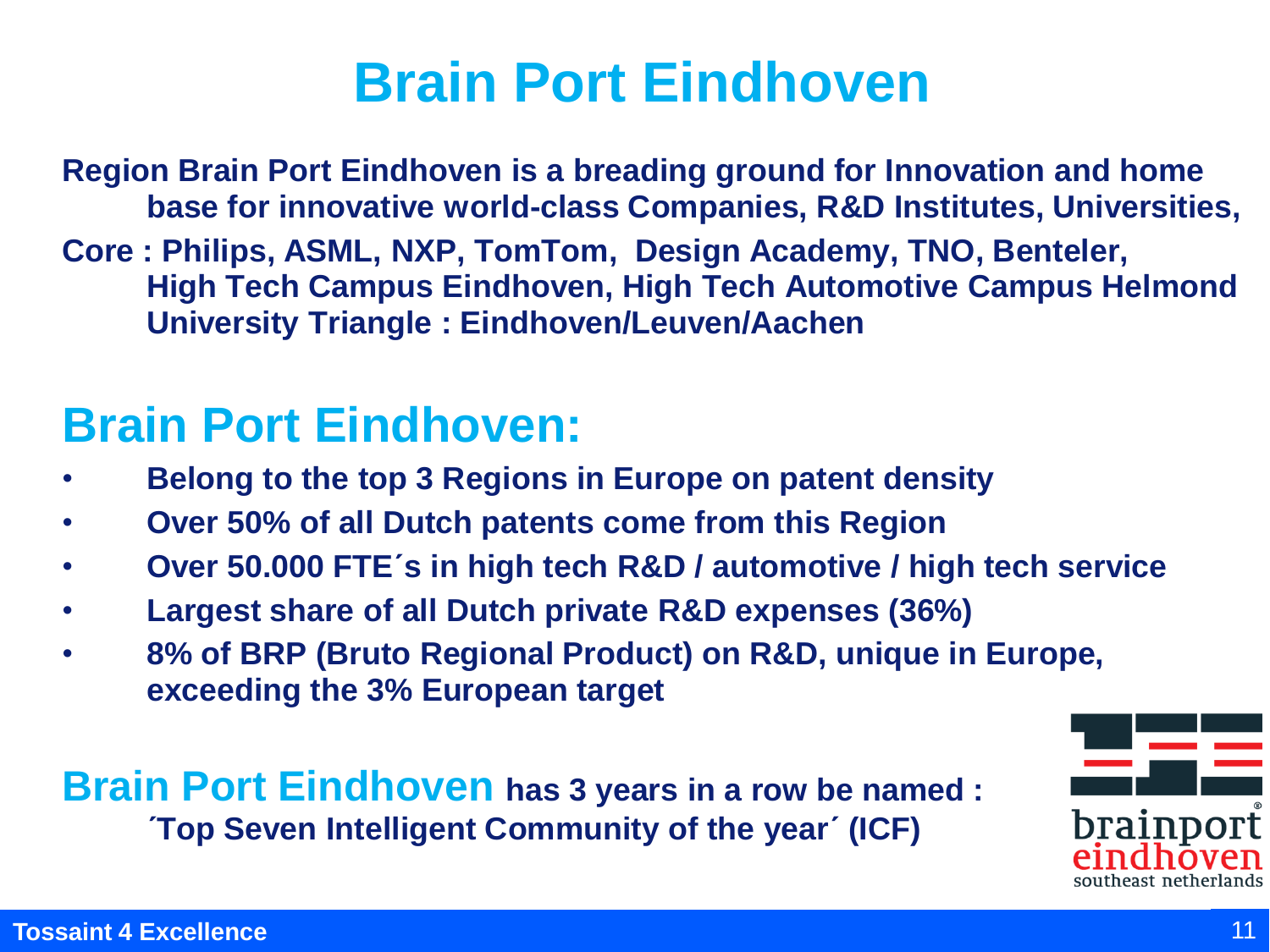# Brain Port Eindhoven

**Region Brain Port Eindhoven is a breading ground for Innovation and home base for innovative world-class Companies, R&D Institutes, Universities,**

**Core : Philips, ASML, NXP, TomTom, Design Academy, TNO, Benteler, High Tech Campus Eindhoven, High Tech Automotive Campus Helmond University Triangle : Eindhoven/Leuven/Aachen**

## Brain Port Eindhoven:

- **Belong to the top 3 Regions in Europe on patent density**
- **Over 50% of all Dutch patents come from this Region**
- **Over 50.000 FTE´s in high tech R&D / automotive / high tech service**
- **Largest share of all Dutch private R&D expenses (36%)**
- **8% of BRP (Bruto Regional Product) on R&D, unique in Europe, exceeding the 3% European target**

**Brain Port Eindhoven has 3 years in a row be named : ´Top Seven Intelligent Community of the year´ (ICF)**

brainport eindhoven southeast netherlands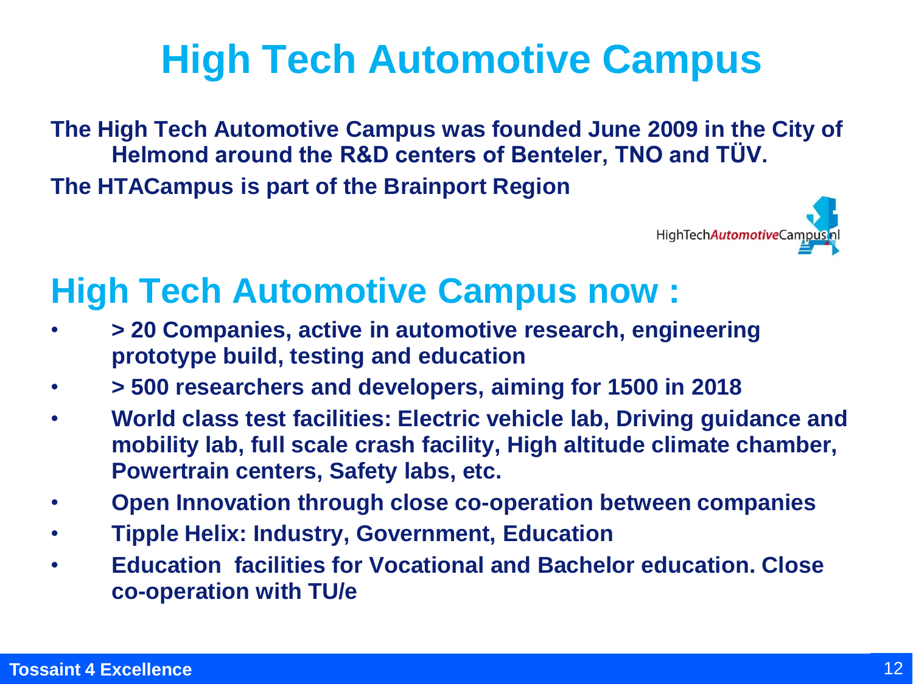# High Tech Automotive Campus

**The High Tech Automotive Campus was founded June 2009 in the City of Helmond around the R&D centers of Benteler, TNO and TÜV.**

**The HTACampus is part of the Brainport Region**

## High Tech Automotive Campus now :

- **> 20 Companies, active in automotive research, engineering prototype build, testing and education**
- **> 500 researchers and developers, aiming for 1500 in 2018**
- **World class test facilities: Electric vehicle lab, Driving guidance and mobility lab, full scale crash facility, High altitude climate chamber, Powertrain centers, Safety labs, etc.**
- **Open Innovation through close co-operation between companies**
- **Tipple Helix: Industry, Government, Education**
- **Education facilities for Vocational and Bachelor education. Close co-operation with TU/e**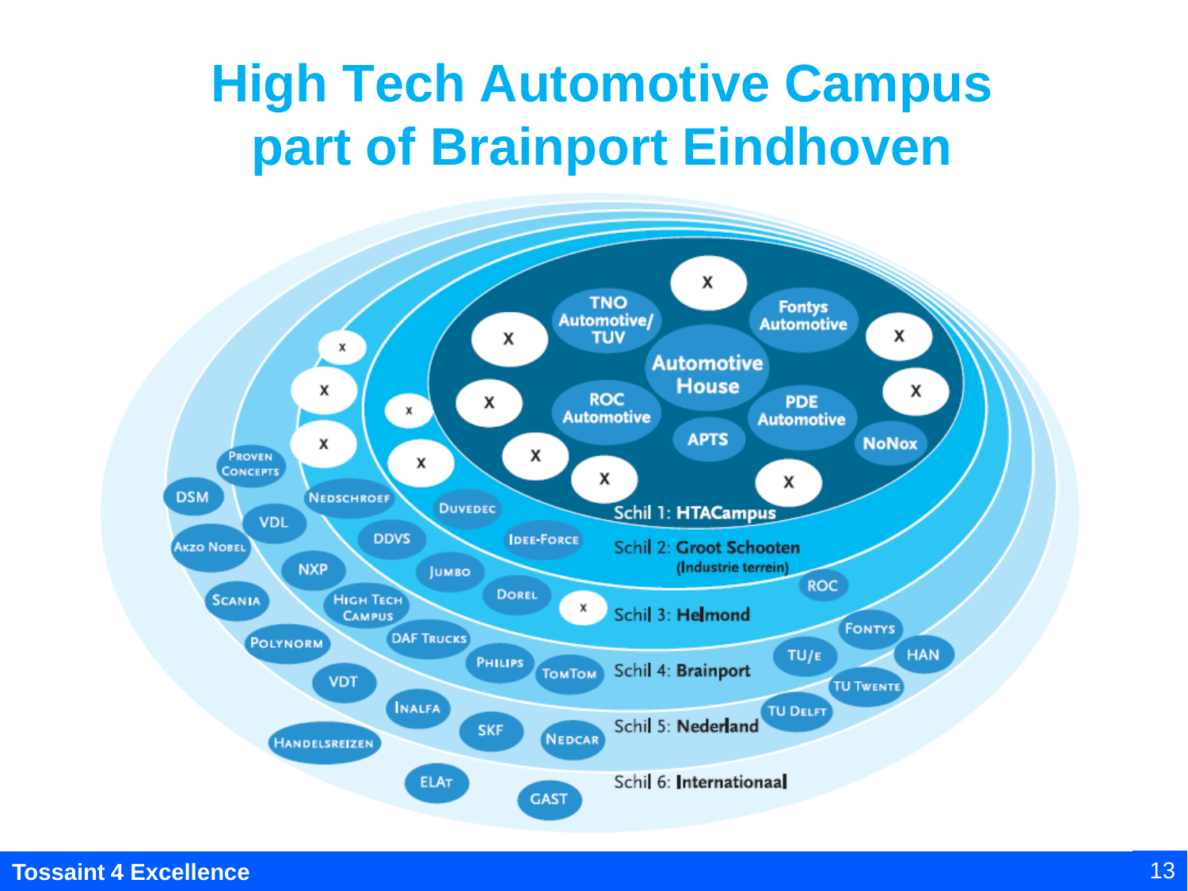# High Tech Automotive Campus part of Brainport Eindhoven

TNO Automotive/ TUV

Fontys Automotive

Automotive House

ROC Automotive

PDE Automotive

APTS

NoNox

Schil 1: **HTACampus**

Schil 2: **Groot Schooten** (Industrie terrein)

Schil 3: **Helmond**

Schil 4: **Brainport**

Schil 5: **Nederland**

Schil 6: **Internationaal**

Proven Concepts, DSM, VDL, Akzo Nobel, Nedschroef, DDVS, Duvedec, Idee-Force, NXP, Jumbo, Dorel, Scania, High Tech Campus, DAF Trucks, Polynorm, Philips, TomTom, VDT, Inalfa, SKF, Nedcar, Handelsreizen, ELAt, GAST, ROC, Fontys, TU/e, HAN, TU Twente, TU Delft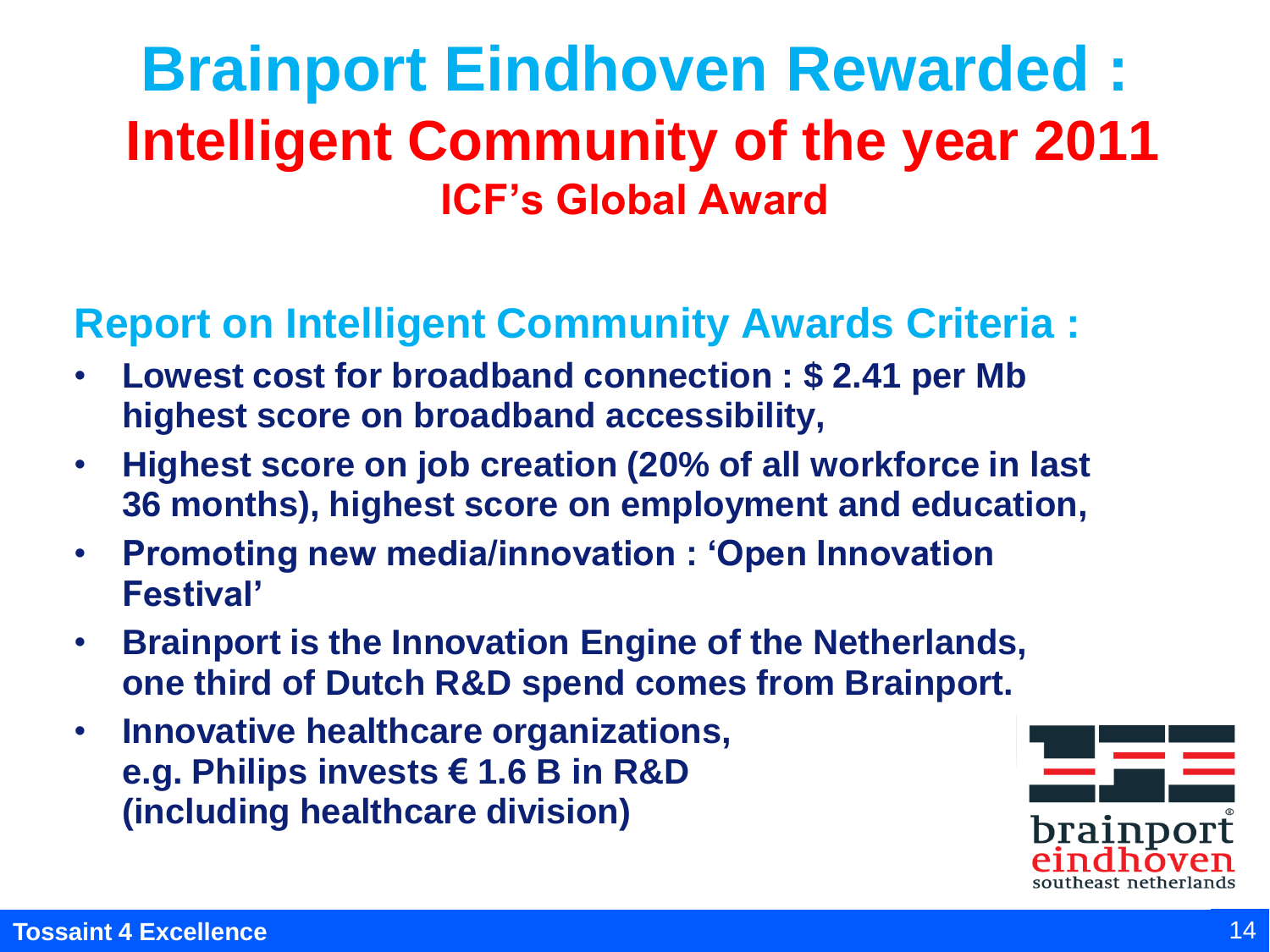# Brainport Eindhoven Rewarded :

## Intelligent Community of the year 2011

### ICF's Global Award

**Report on Intelligent Community Awards Criteria :**

- **Lowest cost for broadband connection : $ 2.41 per Mb highest score on broadband accessibility,**
- **Highest score on job creation (20% of all workforce in last 36 months), highest score on employment and education,**
- **Promoting new media/innovation : 'Open Innovation Festival'**
- **Brainport is the Innovation Engine of the Netherlands, one third of Dutch R&D spend comes from Brainport.**
- **Innovative healthcare organizations, e.g. Philips invests € 1.6 B in R&D (including healthcare division)**

brainport eindhoven southeast netherlands

Tossaint 4 Excellence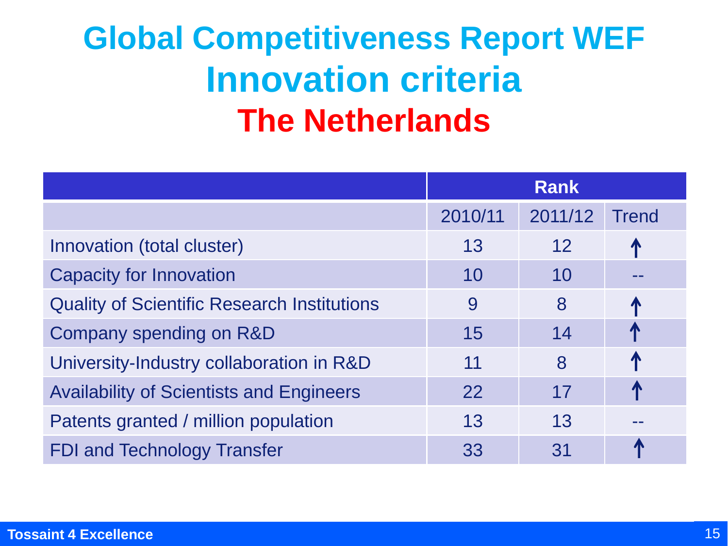# Global Competitiveness Report WEF Innovation criteria

## The Netherlands

| | Rank | | |
|---|---|---|---|
| | 2010/11 | 2011/12 | Trend |
| Innovation (total cluster) | 13 | 12 | ↑ |
| Capacity for Innovation | 10 | 10 | -- |
| Quality of Scientific Research Institutions | 9 | 8 | ↑ |
| Company spending on R&D | 15 | 14 | ↑ |
| University-Industry collaboration in R&D | 11 | 8 | ↑ |
| Availability of Scientists and Engineers | 22 | 17 | ↑ |
| Patents granted / million population | 13 | 13 | -- |
| FDI and Technology Transfer | 33 | 31 | ↑ |

Tossaint 4 Excellence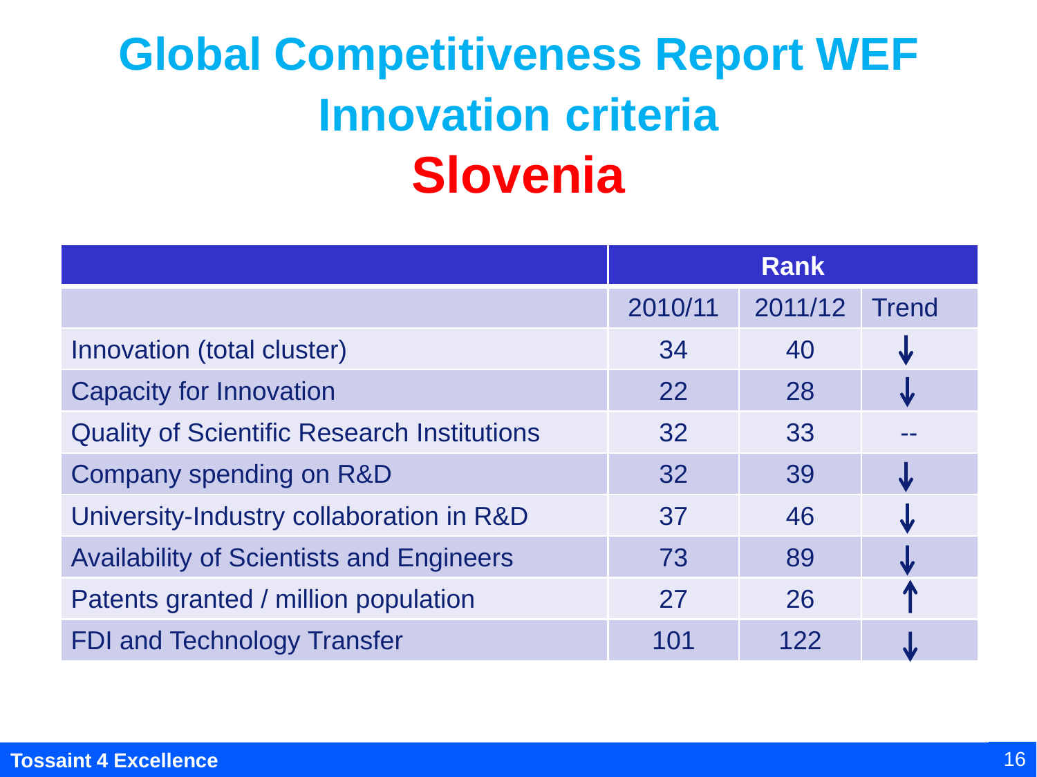# Global Competitiveness Report WEF Innovation criteria

## Slovenia

| | Rank | | |
|---|---|---|---|
| | 2010/11 | 2011/12 | Trend |
| Innovation (total cluster) | 34 | 40 | ↓ |
| Capacity for Innovation | 22 | 28 | ↓ |
| Quality of Scientific Research Institutions | 32 | 33 | -- |
| Company spending on R&D | 32 | 39 | ↓ |
| University-Industry collaboration in R&D | 37 | 46 | ↓ |
| Availability of Scientists and Engineers | 73 | 89 | ↓ |
| Patents granted / million population | 27 | 26 | ↑ |
| FDI and Technology Transfer | 101 | 122 | ↓ |

**Tossaint 4 Excellence**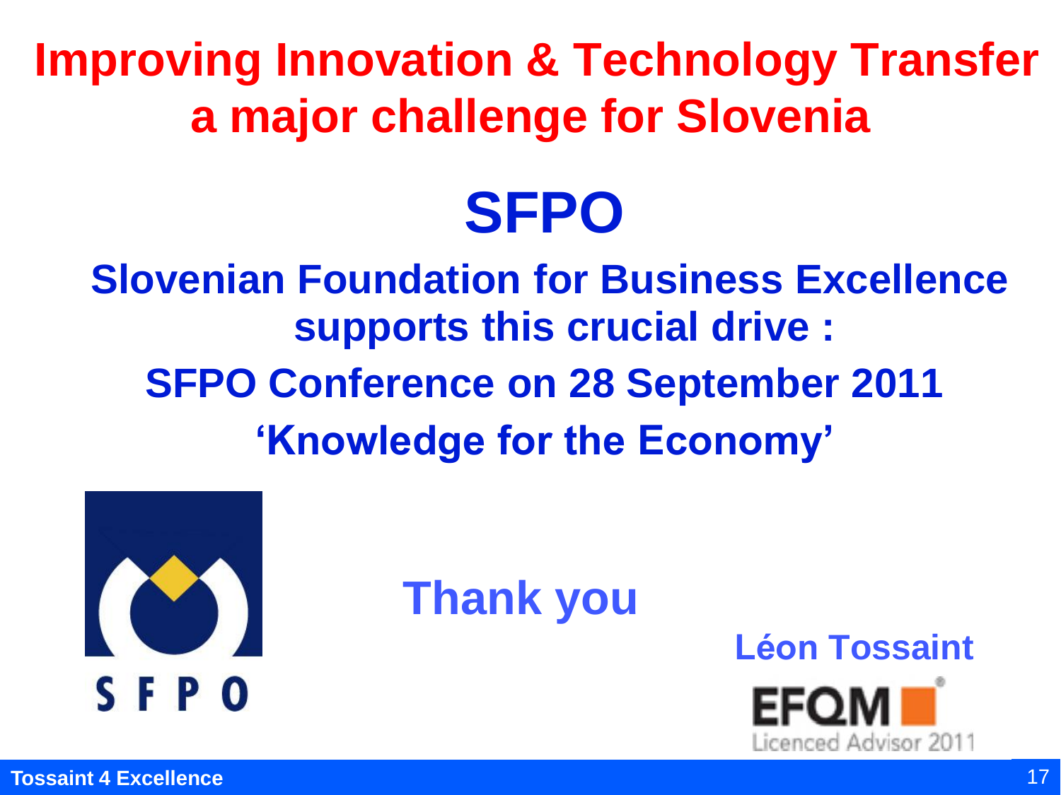# Improving Innovation & Technology Transfer a major challenge for Slovenia

## SFPO

**Slovenian Foundation for Business Excellence supports this crucial drive :**

**SFPO Conference on 28 September 2011**

**'Knowledge for the Economy'**

SFPO

**Thank you**

**Léon Tossaint**

EFQM

Licenced Advisor 2011